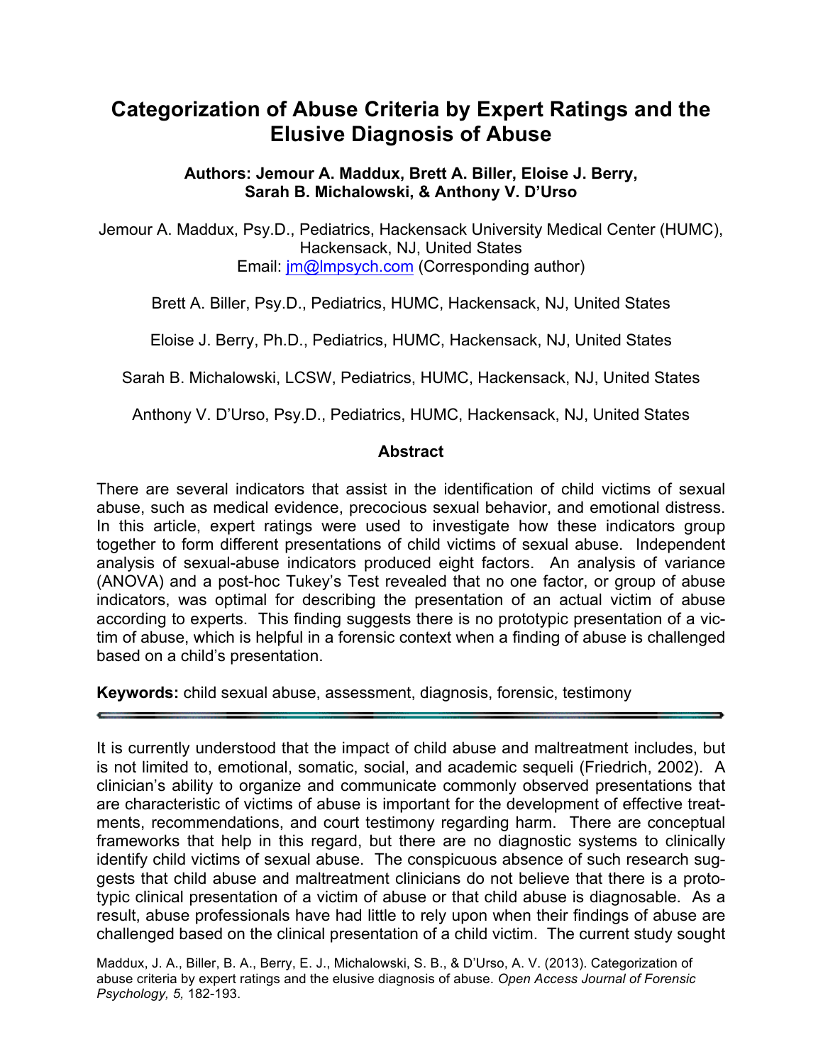# Categorization of Abuse Criteria by Expert Ratings and the Elusive Diagnosis of Abuse

**Authors: Jemour A. Maddux, Brett A. Biller, Eloise J. Berry, Sarah B. Michalowski, & Anthony V. D'Urso**

Jemour A. Maddux, Psy.D., Pediatrics, Hackensack University Medical Center (HUMC), Hackensack, NJ, United States
Email: jm@lmpsych.com (Corresponding author)

Brett A. Biller, Psy.D., Pediatrics, HUMC, Hackensack, NJ, United States

Eloise J. Berry, Ph.D., Pediatrics, HUMC, Hackensack, NJ, United States

Sarah B. Michalowski, LCSW, Pediatrics, HUMC, Hackensack, NJ, United States

Anthony V. D'Urso, Psy.D., Pediatrics, HUMC, Hackensack, NJ, United States

## Abstract

There are several indicators that assist in the identification of child victims of sexual abuse, such as medical evidence, precocious sexual behavior, and emotional distress. In this article, expert ratings were used to investigate how these indicators group together to form different presentations of child victims of sexual abuse. Independent analysis of sexual-abuse indicators produced eight factors. An analysis of variance (ANOVA) and a post-hoc Tukey's Test revealed that no one factor, or group of abuse indicators, was optimal for describing the presentation of an actual victim of abuse according to experts. This finding suggests there is no prototypic presentation of a victim of abuse, which is helpful in a forensic context when a finding of abuse is challenged based on a child's presentation.

**Keywords:** child sexual abuse, assessment, diagnosis, forensic, testimony

---

It is currently understood that the impact of child abuse and maltreatment includes, but is not limited to, emotional, somatic, social, and academic sequeli (Friedrich, 2002). A clinician's ability to organize and communicate commonly observed presentations that are characteristic of victims of abuse is important for the development of effective treatments, recommendations, and court testimony regarding harm. There are conceptual frameworks that help in this regard, but there are no diagnostic systems to clinically identify child victims of sexual abuse. The conspicuous absence of such research suggests that child abuse and maltreatment clinicians do not believe that there is a prototypic clinical presentation of a victim of abuse or that child abuse is diagnosable. As a result, abuse professionals have had little to rely upon when their findings of abuse are challenged based on the clinical presentation of a child victim. The current study sought

Maddux, J. A., Biller, B. A., Berry, E. J., Michalowski, S. B., & D'Urso, A. V. (2013). Categorization of abuse criteria by expert ratings and the elusive diagnosis of abuse. *Open Access Journal of Forensic Psychology, 5,* 182-193.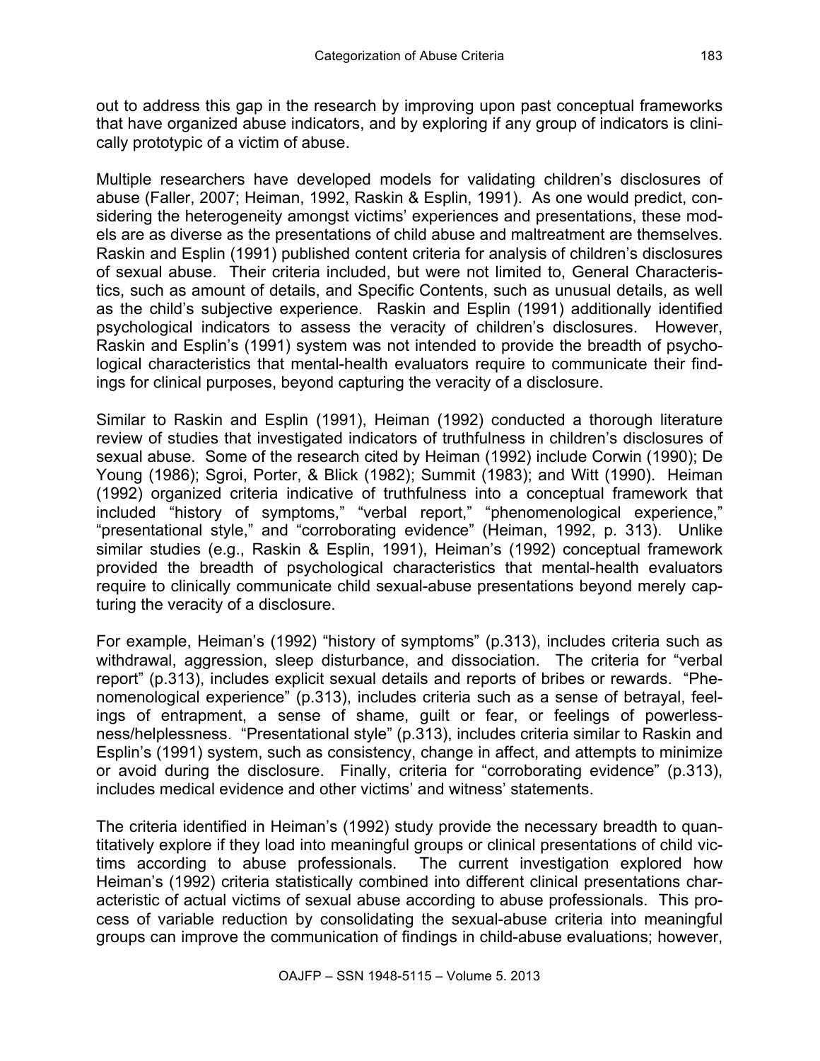out to address this gap in the research by improving upon past conceptual frameworks that have organized abuse indicators, and by exploring if any group of indicators is clinically prototypic of a victim of abuse.

Multiple researchers have developed models for validating children's disclosures of abuse (Faller, 2007; Heiman, 1992, Raskin & Esplin, 1991). As one would predict, considering the heterogeneity amongst victims' experiences and presentations, these models are as diverse as the presentations of child abuse and maltreatment are themselves. Raskin and Esplin (1991) published content criteria for analysis of children's disclosures of sexual abuse. Their criteria included, but were not limited to, General Characteristics, such as amount of details, and Specific Contents, such as unusual details, as well as the child's subjective experience. Raskin and Esplin (1991) additionally identified psychological indicators to assess the veracity of children's disclosures. However, Raskin and Esplin's (1991) system was not intended to provide the breadth of psychological characteristics that mental-health evaluators require to communicate their findings for clinical purposes, beyond capturing the veracity of a disclosure.

Similar to Raskin and Esplin (1991), Heiman (1992) conducted a thorough literature review of studies that investigated indicators of truthfulness in children's disclosures of sexual abuse. Some of the research cited by Heiman (1992) include Corwin (1990); De Young (1986); Sgroi, Porter, & Blick (1982); Summit (1983); and Witt (1990). Heiman (1992) organized criteria indicative of truthfulness into a conceptual framework that included "history of symptoms," "verbal report," "phenomenological experience," "presentational style," and "corroborating evidence" (Heiman, 1992, p. 313). Unlike similar studies (e.g., Raskin & Esplin, 1991), Heiman's (1992) conceptual framework provided the breadth of psychological characteristics that mental-health evaluators require to clinically communicate child sexual-abuse presentations beyond merely capturing the veracity of a disclosure.

For example, Heiman's (1992) "history of symptoms" (p.313), includes criteria such as withdrawal, aggression, sleep disturbance, and dissociation. The criteria for "verbal report" (p.313), includes explicit sexual details and reports of bribes or rewards. "Phenomenological experience" (p.313), includes criteria such as a sense of betrayal, feelings of entrapment, a sense of shame, guilt or fear, or feelings of powerlessness/helplessness. "Presentational style" (p.313), includes criteria similar to Raskin and Esplin's (1991) system, such as consistency, change in affect, and attempts to minimize or avoid during the disclosure. Finally, criteria for "corroborating evidence" (p.313), includes medical evidence and other victims' and witness' statements.

The criteria identified in Heiman's (1992) study provide the necessary breadth to quantitatively explore if they load into meaningful groups or clinical presentations of child victims according to abuse professionals. The current investigation explored how Heiman's (1992) criteria statistically combined into different clinical presentations characteristic of actual victims of sexual abuse according to abuse professionals. This process of variable reduction by consolidating the sexual-abuse criteria into meaningful groups can improve the communication of findings in child-abuse evaluations; however,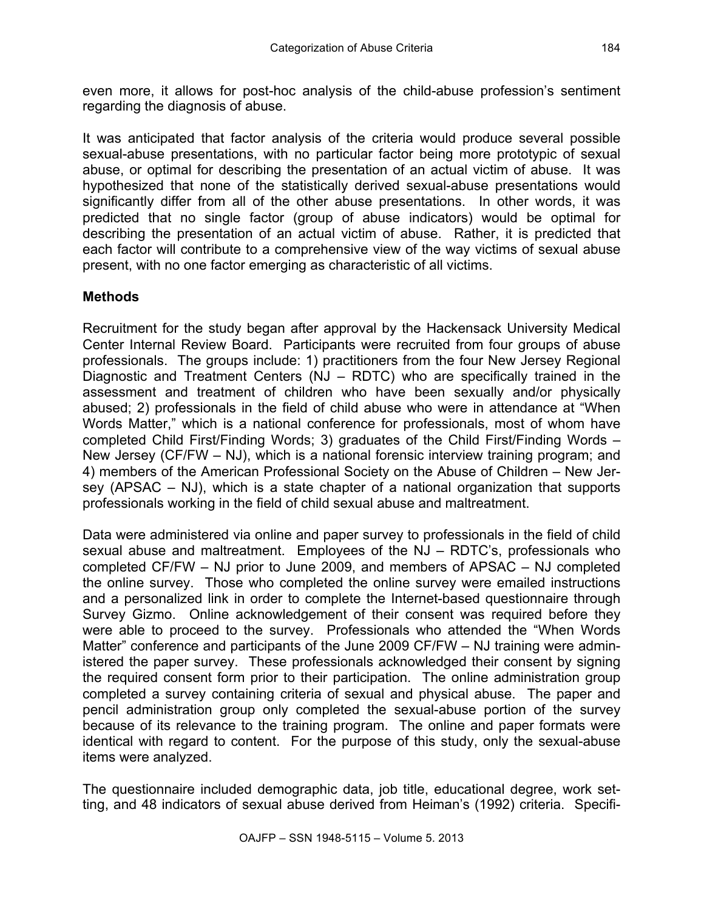even more, it allows for post-hoc analysis of the child-abuse profession's sentiment regarding the diagnosis of abuse.

It was anticipated that factor analysis of the criteria would produce several possible sexual-abuse presentations, with no particular factor being more prototypic of sexual abuse, or optimal for describing the presentation of an actual victim of abuse. It was hypothesized that none of the statistically derived sexual-abuse presentations would significantly differ from all of the other abuse presentations. In other words, it was predicted that no single factor (group of abuse indicators) would be optimal for describing the presentation of an actual victim of abuse. Rather, it is predicted that each factor will contribute to a comprehensive view of the way victims of sexual abuse present, with no one factor emerging as characteristic of all victims.

## Methods

Recruitment for the study began after approval by the Hackensack University Medical Center Internal Review Board. Participants were recruited from four groups of abuse professionals. The groups include: 1) practitioners from the four New Jersey Regional Diagnostic and Treatment Centers (NJ – RDTC) who are specifically trained in the assessment and treatment of children who have been sexually and/or physically abused; 2) professionals in the field of child abuse who were in attendance at "When Words Matter," which is a national conference for professionals, most of whom have completed Child First/Finding Words; 3) graduates of the Child First/Finding Words – New Jersey (CF/FW – NJ), which is a national forensic interview training program; and 4) members of the American Professional Society on the Abuse of Children – New Jersey (APSAC – NJ), which is a state chapter of a national organization that supports professionals working in the field of child sexual abuse and maltreatment.

Data were administered via online and paper survey to professionals in the field of child sexual abuse and maltreatment. Employees of the NJ – RDTC's, professionals who completed CF/FW – NJ prior to June 2009, and members of APSAC – NJ completed the online survey. Those who completed the online survey were emailed instructions and a personalized link in order to complete the Internet-based questionnaire through Survey Gizmo. Online acknowledgement of their consent was required before they were able to proceed to the survey. Professionals who attended the "When Words Matter" conference and participants of the June 2009 CF/FW – NJ training were administered the paper survey. These professionals acknowledged their consent by signing the required consent form prior to their participation. The online administration group completed a survey containing criteria of sexual and physical abuse. The paper and pencil administration group only completed the sexual-abuse portion of the survey because of its relevance to the training program. The online and paper formats were identical with regard to content. For the purpose of this study, only the sexual-abuse items were analyzed.

The questionnaire included demographic data, job title, educational degree, work setting, and 48 indicators of sexual abuse derived from Heiman's (1992) criteria. Specifi-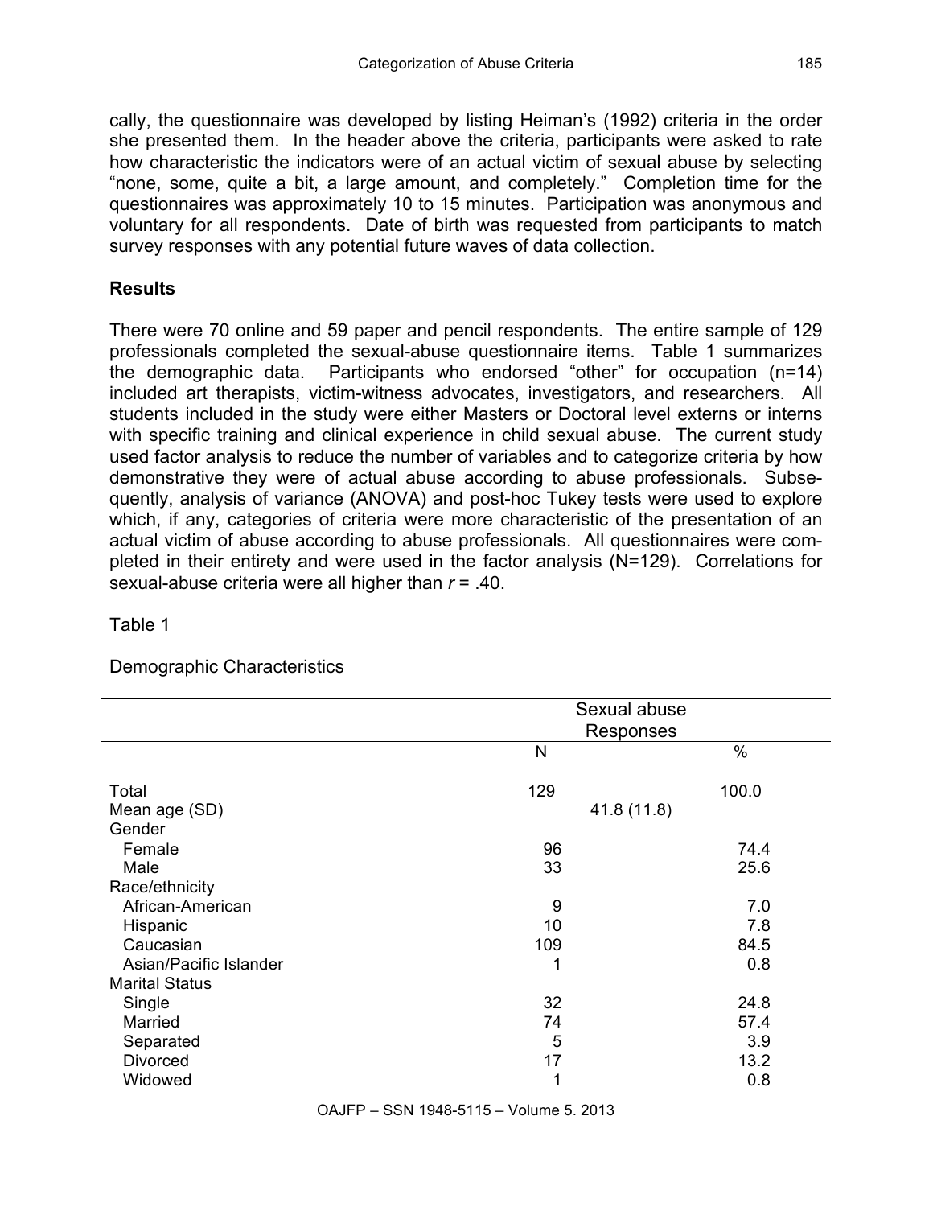cally, the questionnaire was developed by listing Heiman's (1992) criteria in the order she presented them. In the header above the criteria, participants were asked to rate how characteristic the indicators were of an actual victim of sexual abuse by selecting "none, some, quite a bit, a large amount, and completely." Completion time for the questionnaires was approximately 10 to 15 minutes. Participation was anonymous and voluntary for all respondents. Date of birth was requested from participants to match survey responses with any potential future waves of data collection.

## Results

There were 70 online and 59 paper and pencil respondents. The entire sample of 129 professionals completed the sexual-abuse questionnaire items. Table 1 summarizes the demographic data. Participants who endorsed "other" for occupation (n=14) included art therapists, victim-witness advocates, investigators, and researchers. All students included in the study were either Masters or Doctoral level externs or interns with specific training and clinical experience in child sexual abuse. The current study used factor analysis to reduce the number of variables and to categorize criteria by how demonstrative they were of actual abuse according to abuse professionals. Subsequently, analysis of variance (ANOVA) and post-hoc Tukey tests were used to explore which, if any, categories of criteria were more characteristic of the presentation of an actual victim of abuse according to abuse professionals. All questionnaires were completed in their entirety and were used in the factor analysis (N=129). Correlations for sexual-abuse criteria were all higher than $r$ = .40.

Table 1

Demographic Characteristics

| | Sexual abuse Responses | |
|---|---|---|
| | N | % |
| Total | 129 | 100.0 |
| Mean age (SD) | 41.8 (11.8) | |
| Gender | | |
| Female | 96 | 74.4 |
| Male | 33 | 25.6 |
| Race/ethnicity | | |
| African-American | 9 | 7.0 |
| Hispanic | 10 | 7.8 |
| Caucasian | 109 | 84.5 |
| Asian/Pacific Islander | 1 | 0.8 |
| Marital Status | | |
| Single | 32 | 24.8 |
| Married | 74 | 57.4 |
| Separated | 5 | 3.9 |
| Divorced | 17 | 13.2 |
| Widowed | 1 | 0.8 |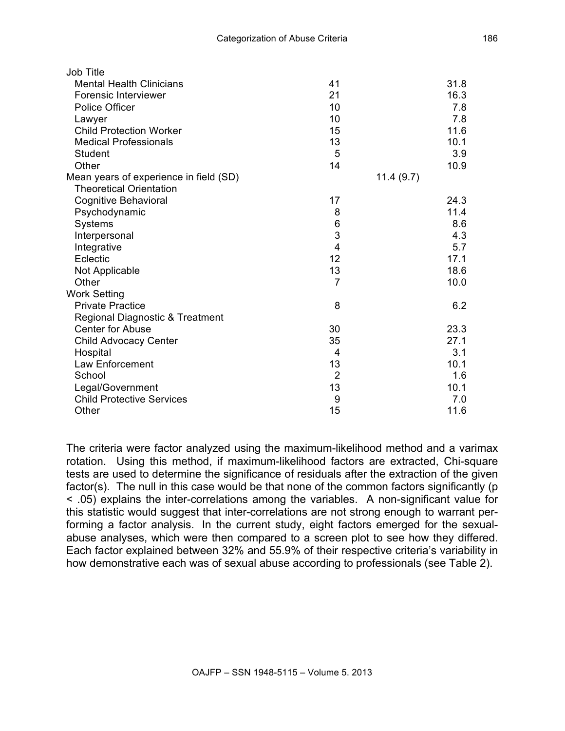| | | |
|---|---|---|
| Job Title | | |
| Mental Health Clinicians | 41 | 31.8 |
| Forensic Interviewer | 21 | 16.3 |
| Police Officer | 10 | 7.8 |
| Lawyer | 10 | 7.8 |
| Child Protection Worker | 15 | 11.6 |
| Medical Professionals | 13 | 10.1 |
| Student | 5 | 3.9 |
| Other | 14 | 10.9 |
| Mean years of experience in field (SD) | 11.4 (9.7) | |
| Theoretical Orientation | | |
| Cognitive Behavioral | 17 | 24.3 |
| Psychodynamic | 8 | 11.4 |
| Systems | 6 | 8.6 |
| Interpersonal | 3 | 4.3 |
| Integrative | 4 | 5.7 |
| Eclectic | 12 | 17.1 |
| Not Applicable | 13 | 18.6 |
| Other | 7 | 10.0 |
| Work Setting | | |
| Private Practice | 8 | 6.2 |
| Regional Diagnostic & Treatment Center for Abuse | 30 | 23.3 |
| Child Advocacy Center | 35 | 27.1 |
| Hospital | 4 | 3.1 |
| Law Enforcement | 13 | 10.1 |
| School | 2 | 1.6 |
| Legal/Government | 13 | 10.1 |
| Child Protective Services | 9 | 7.0 |
| Other | 15 | 11.6 |

The criteria were factor analyzed using the maximum-likelihood method and a varimax rotation. Using this method, if maximum-likelihood factors are extracted, Chi-square tests are used to determine the significance of residuals after the extraction of the given factor(s). The null in this case would be that none of the common factors significantly ($p < .05$) explains the inter-correlations among the variables. A non-significant value for this statistic would suggest that inter-correlations are not strong enough to warrant performing a factor analysis. In the current study, eight factors emerged for the sexual-abuse analyses, which were then compared to a screen plot to see how they differed. Each factor explained between 32% and 55.9% of their respective criteria's variability in how demonstrative each was of sexual abuse according to professionals (see Table 2).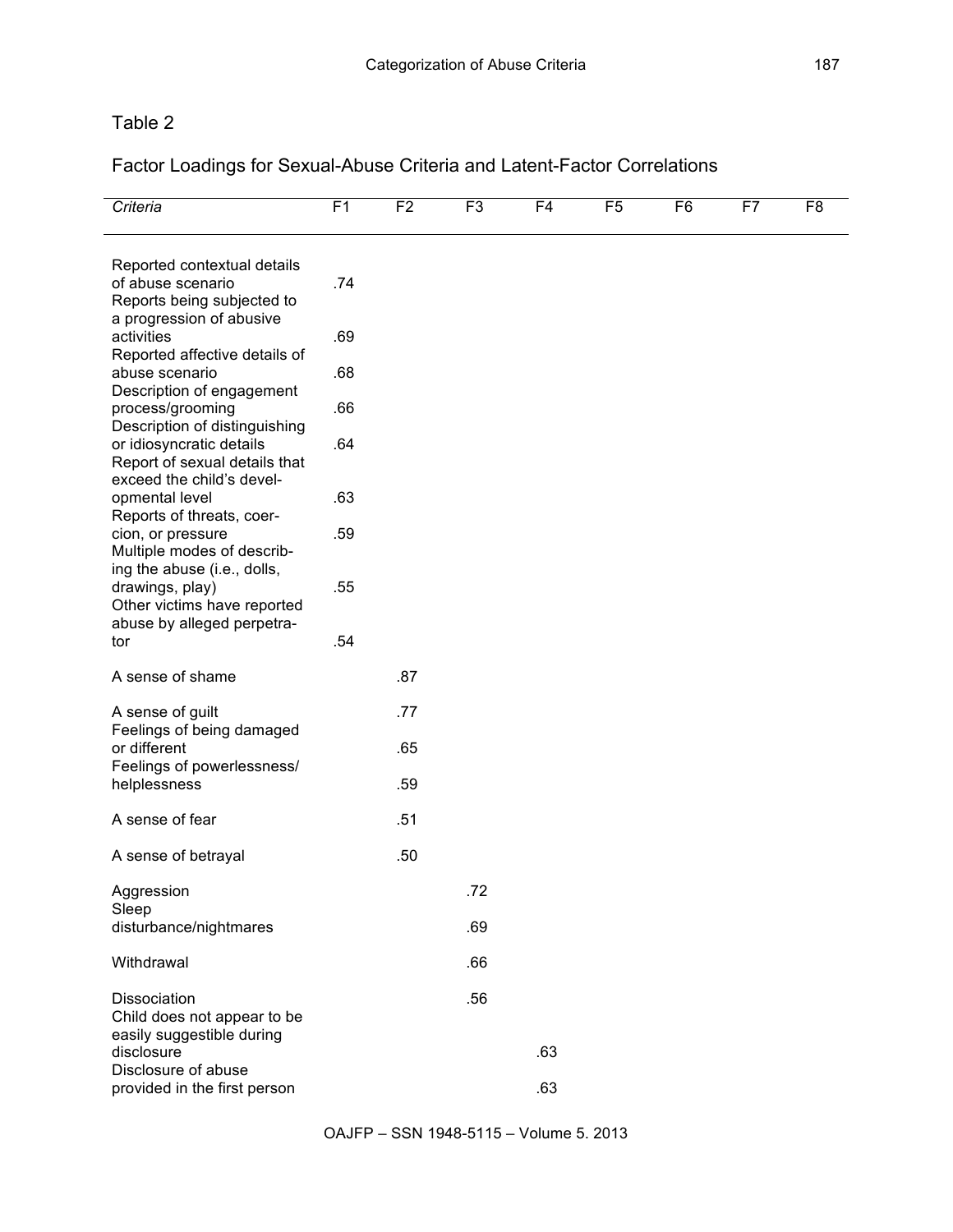Table 2

Factor Loadings for Sexual-Abuse Criteria and Latent-Factor Correlations

| *Criteria* | F1 | F2 | F3 | F4 | F5 | F6 | F7 | F8 |
|---|---|---|---|---|---|---|---|---|
| Reported contextual details of abuse scenario | .74 | | | | | | | |
| Reports being subjected to a progression of abusive activities | .69 | | | | | | | |
| Reported affective details of abuse scenario | .68 | | | | | | | |
| Description of engagement process/grooming | .66 | | | | | | | |
| Description of distinguishing or idiosyncratic details | .64 | | | | | | | |
| Report of sexual details that exceed the child's developmental level | .63 | | | | | | | |
| Reports of threats, coercion, or pressure | .59 | | | | | | | |
| Multiple modes of describing the abuse (i.e., dolls, drawings, play) | .55 | | | | | | | |
| Other victims have reported abuse by alleged perpetrator | .54 | | | | | | | |
| A sense of shame | | .87 | | | | | | |
| A sense of guilt | | .77 | | | | | | |
| Feelings of being damaged or different | | .65 | | | | | | |
| Feelings of powerlessness/ helplessness | | .59 | | | | | | |
| A sense of fear | | .51 | | | | | | |
| A sense of betrayal | | .50 | | | | | | |
| Aggression | | | .72 | | | | | |
| Sleep disturbance/nightmares | | | .69 | | | | | |
| Withdrawal | | | .66 | | | | | |
| Dissociation | | | .56 | | | | | |
| Child does not appear to be easily suggestible during disclosure | | | | .63 | | | | |
| Disclosure of abuse provided in the first person | | | | .63 | | | | |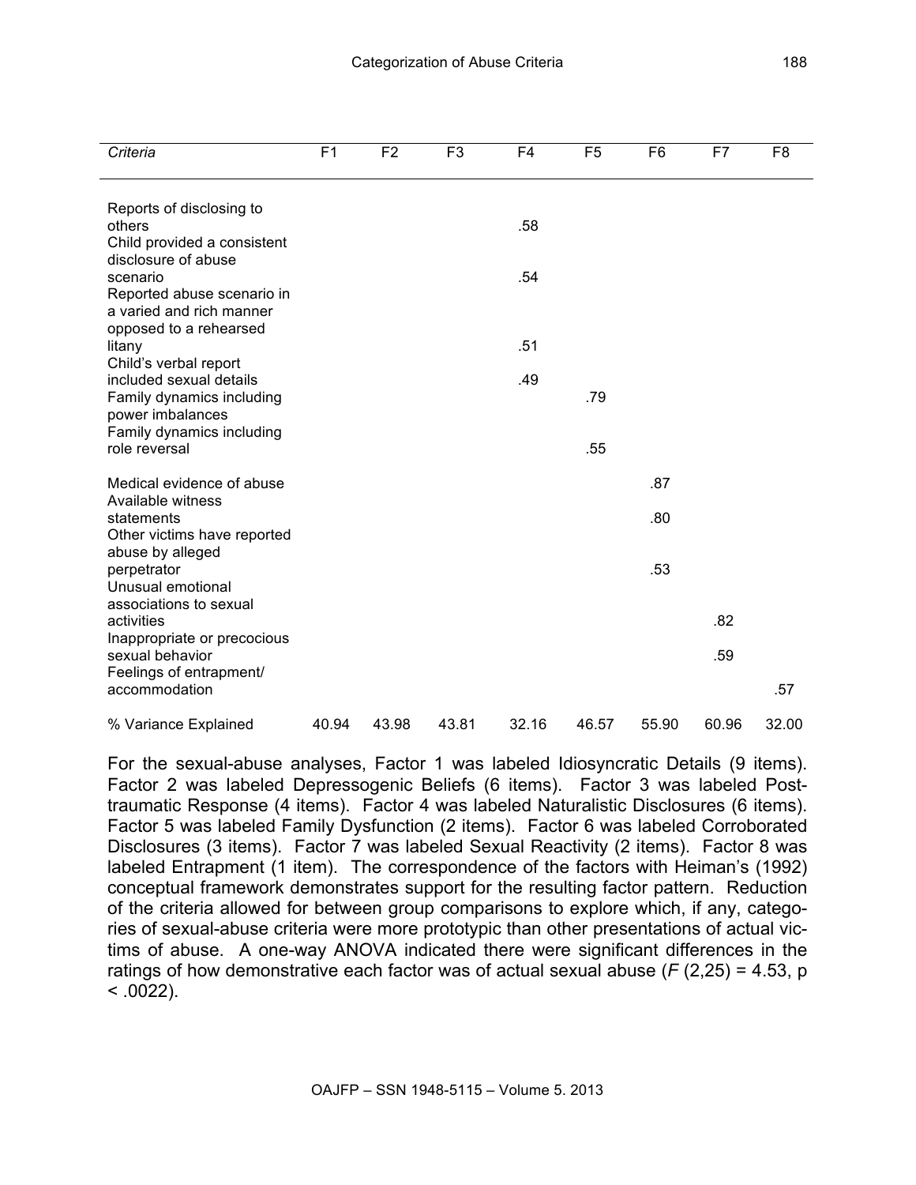| *Criteria* | F1 | F2 | F3 | F4 | F5 | F6 | F7 | F8 |
|---|---|---|---|---|---|---|---|---|
| Reports of disclosing to others | | | | .58 | | | | |
| Child provided a consistent disclosure of abuse scenario | | | | .54 | | | | |
| Reported abuse scenario in a varied and rich manner opposed to a rehearsed litany | | | | .51 | | | | |
| Child's verbal report included sexual details | | | | .49 | | | | |
| Family dynamics including power imbalances | | | | | .79 | | | |
| Family dynamics including role reversal | | | | | .55 | | | |
| Medical evidence of abuse | | | | | | .87 | | |
| Available witness statements | | | | | | .80 | | |
| Other victims have reported abuse by alleged perpetrator | | | | | | .53 | | |
| Unusual emotional associations to sexual activities | | | | | | | .82 | |
| Inappropriate or precocious sexual behavior | | | | | | | .59 | |
| Feelings of entrapment/ accommodation | | | | | | | | .57 |
| % Variance Explained | 40.94 | 43.98 | 43.81 | 32.16 | 46.57 | 55.90 | 60.96 | 32.00 |

For the sexual-abuse analyses, Factor 1 was labeled Idiosyncratic Details (9 items). Factor 2 was labeled Depressogenic Beliefs (6 items). Factor 3 was labeled Post-traumatic Response (4 items). Factor 4 was labeled Naturalistic Disclosures (6 items). Factor 5 was labeled Family Dysfunction (2 items). Factor 6 was labeled Corroborated Disclosures (3 items). Factor 7 was labeled Sexual Reactivity (2 items). Factor 8 was labeled Entrapment (1 item). The correspondence of the factors with Heiman's (1992) conceptual framework demonstrates support for the resulting factor pattern. Reduction of the criteria allowed for between group comparisons to explore which, if any, categories of sexual-abuse criteria were more prototypic than other presentations of actual victims of abuse. A one-way ANOVA indicated there were significant differences in the ratings of how demonstrative each factor was of actual sexual abuse ($F$ (2,25) = 4.53, $p < .0022$).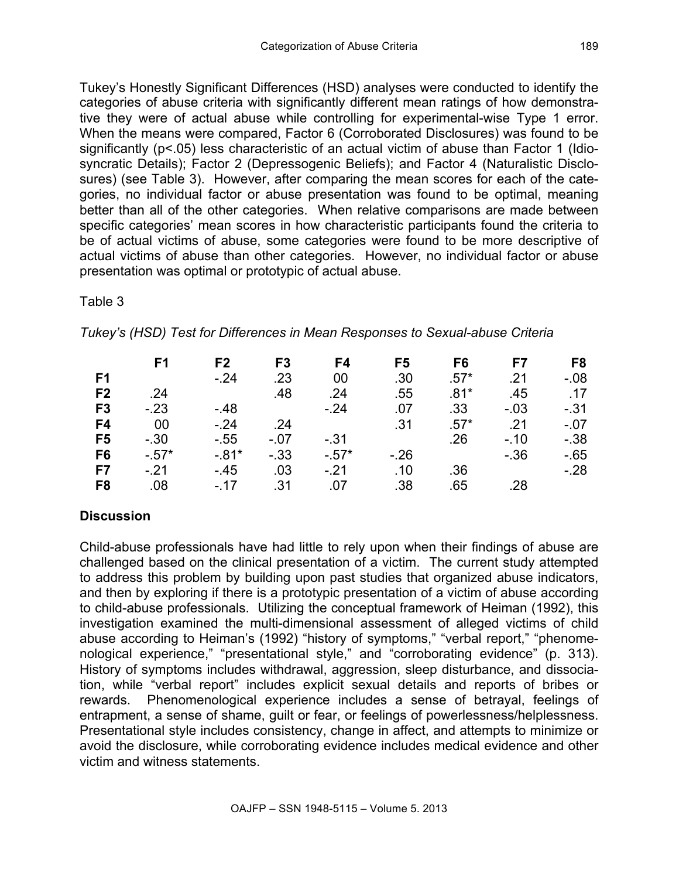Tukey's Honestly Significant Differences (HSD) analyses were conducted to identify the categories of abuse criteria with significantly different mean ratings of how demonstrative they were of actual abuse while controlling for experimental-wise Type 1 error. When the means were compared, Factor 6 (Corroborated Disclosures) was found to be significantly ($p<.05$) less characteristic of an actual victim of abuse than Factor 1 (Idiosyncratic Details); Factor 2 (Depressogenic Beliefs); and Factor 4 (Naturalistic Disclosures) (see Table 3). However, after comparing the mean scores for each of the categories, no individual factor or abuse presentation was found to be optimal, meaning better than all of the other categories. When relative comparisons are made between specific categories' mean scores in how characteristic participants found the criteria to be of actual victims of abuse, some categories were found to be more descriptive of actual victims of abuse than other categories. However, no individual factor or abuse presentation was optimal or prototypic of actual abuse.

Table 3

*Tukey's (HSD) Test for Differences in Mean Responses to Sexual-abuse Criteria*

| | F1 | F2 | F3 | F4 | F5 | F6 | F7 | F8 |
|---|---|---|---|---|---|---|---|---|
| **F1** | | -.24 | .23 | 00 | .30 | .57* | .21 | -.08 |
| **F2** | .24 | | .48 | .24 | .55 | .81* | .45 | .17 |
| **F3** | -.23 | -.48 | | -.24 | .07 | .33 | -.03 | -.31 |
| **F4** | 00 | -.24 | .24 | | .31 | .57* | .21 | -.07 |
| **F5** | -.30 | -.55 | -.07 | -.31 | | .26 | -.10 | -.38 |
| **F6** | -.57* | -.81* | -.33 | -.57* | -.26 | | -.36 | -.65 |
| **F7** | -.21 | -.45 | .03 | -.21 | .10 | .36 | | -.28 |
| **F8** | .08 | -.17 | .31 | .07 | .38 | .65 | .28 | |

## Discussion

Child-abuse professionals have had little to rely upon when their findings of abuse are challenged based on the clinical presentation of a victim. The current study attempted to address this problem by building upon past studies that organized abuse indicators, and then by exploring if there is a prototypic presentation of a victim of abuse according to child-abuse professionals. Utilizing the conceptual framework of Heiman (1992), this investigation examined the multi-dimensional assessment of alleged victims of child abuse according to Heiman's (1992) "history of symptoms," "verbal report," "phenomenological experience," "presentational style," and "corroborating evidence" (p. 313). History of symptoms includes withdrawal, aggression, sleep disturbance, and dissociation, while "verbal report" includes explicit sexual details and reports of bribes or rewards. Phenomenological experience includes a sense of betrayal, feelings of entrapment, a sense of shame, guilt or fear, or feelings of powerlessness/helplessness. Presentational style includes consistency, change in affect, and attempts to minimize or avoid the disclosure, while corroborating evidence includes medical evidence and other victim and witness statements.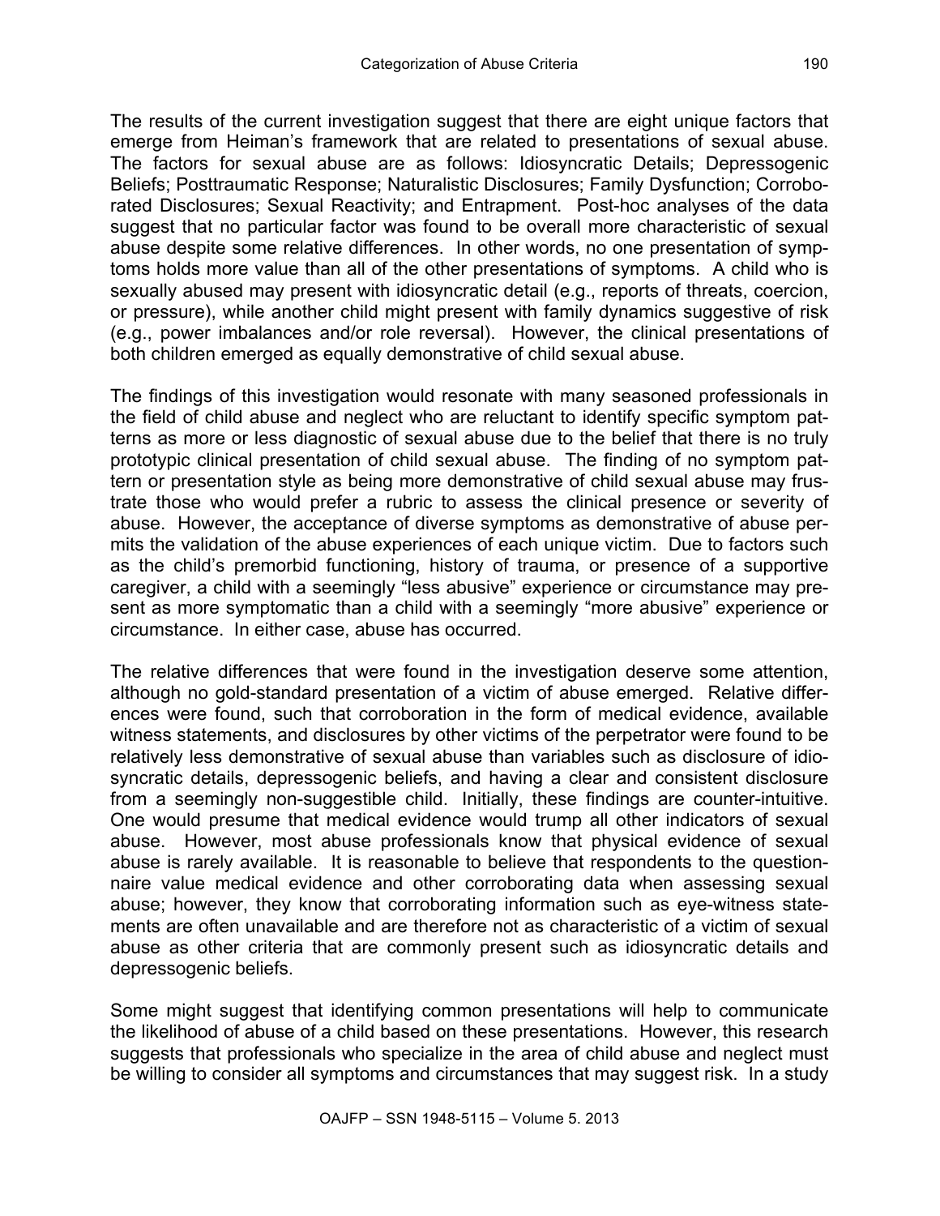The results of the current investigation suggest that there are eight unique factors that emerge from Heiman's framework that are related to presentations of sexual abuse. The factors for sexual abuse are as follows: Idiosyncratic Details; Depressogenic Beliefs; Posttraumatic Response; Naturalistic Disclosures; Family Dysfunction; Corroborated Disclosures; Sexual Reactivity; and Entrapment. Post-hoc analyses of the data suggest that no particular factor was found to be overall more characteristic of sexual abuse despite some relative differences. In other words, no one presentation of symptoms holds more value than all of the other presentations of symptoms. A child who is sexually abused may present with idiosyncratic detail (e.g., reports of threats, coercion, or pressure), while another child might present with family dynamics suggestive of risk (e.g., power imbalances and/or role reversal). However, the clinical presentations of both children emerged as equally demonstrative of child sexual abuse.

The findings of this investigation would resonate with many seasoned professionals in the field of child abuse and neglect who are reluctant to identify specific symptom patterns as more or less diagnostic of sexual abuse due to the belief that there is no truly prototypic clinical presentation of child sexual abuse. The finding of no symptom pattern or presentation style as being more demonstrative of child sexual abuse may frustrate those who would prefer a rubric to assess the clinical presence or severity of abuse. However, the acceptance of diverse symptoms as demonstrative of abuse permits the validation of the abuse experiences of each unique victim. Due to factors such as the child's premorbid functioning, history of trauma, or presence of a supportive caregiver, a child with a seemingly "less abusive" experience or circumstance may present as more symptomatic than a child with a seemingly "more abusive" experience or circumstance. In either case, abuse has occurred.

The relative differences that were found in the investigation deserve some attention, although no gold-standard presentation of a victim of abuse emerged. Relative differences were found, such that corroboration in the form of medical evidence, available witness statements, and disclosures by other victims of the perpetrator were found to be relatively less demonstrative of sexual abuse than variables such as disclosure of idiosyncratic details, depressogenic beliefs, and having a clear and consistent disclosure from a seemingly non-suggestible child. Initially, these findings are counter-intuitive. One would presume that medical evidence would trump all other indicators of sexual abuse. However, most abuse professionals know that physical evidence of sexual abuse is rarely available. It is reasonable to believe that respondents to the questionnaire value medical evidence and other corroborating data when assessing sexual abuse; however, they know that corroborating information such as eye-witness statements are often unavailable and are therefore not as characteristic of a victim of sexual abuse as other criteria that are commonly present such as idiosyncratic details and depressogenic beliefs.

Some might suggest that identifying common presentations will help to communicate the likelihood of abuse of a child based on these presentations. However, this research suggests that professionals who specialize in the area of child abuse and neglect must be willing to consider all symptoms and circumstances that may suggest risk. In a study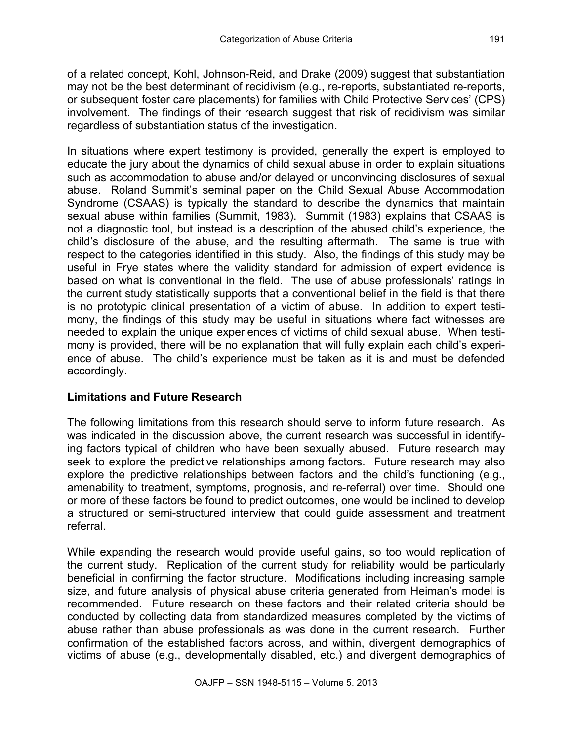of a related concept, Kohl, Johnson-Reid, and Drake (2009) suggest that substantiation may not be the best determinant of recidivism (e.g., re-reports, substantiated re-reports, or subsequent foster care placements) for families with Child Protective Services' (CPS) involvement. The findings of their research suggest that risk of recidivism was similar regardless of substantiation status of the investigation.

In situations where expert testimony is provided, generally the expert is employed to educate the jury about the dynamics of child sexual abuse in order to explain situations such as accommodation to abuse and/or delayed or unconvincing disclosures of sexual abuse. Roland Summit's seminal paper on the Child Sexual Abuse Accommodation Syndrome (CSAAS) is typically the standard to describe the dynamics that maintain sexual abuse within families (Summit, 1983). Summit (1983) explains that CSAAS is not a diagnostic tool, but instead is a description of the abused child's experience, the child's disclosure of the abuse, and the resulting aftermath. The same is true with respect to the categories identified in this study. Also, the findings of this study may be useful in Frye states where the validity standard for admission of expert evidence is based on what is conventional in the field. The use of abuse professionals' ratings in the current study statistically supports that a conventional belief in the field is that there is no prototypic clinical presentation of a victim of abuse. In addition to expert testimony, the findings of this study may be useful in situations where fact witnesses are needed to explain the unique experiences of victims of child sexual abuse. When testimony is provided, there will be no explanation that will fully explain each child's experience of abuse. The child's experience must be taken as it is and must be defended accordingly.

## Limitations and Future Research

The following limitations from this research should serve to inform future research. As was indicated in the discussion above, the current research was successful in identifying factors typical of children who have been sexually abused. Future research may seek to explore the predictive relationships among factors. Future research may also explore the predictive relationships between factors and the child's functioning (e.g., amenability to treatment, symptoms, prognosis, and re-referral) over time. Should one or more of these factors be found to predict outcomes, one would be inclined to develop a structured or semi-structured interview that could guide assessment and treatment referral.

While expanding the research would provide useful gains, so too would replication of the current study. Replication of the current study for reliability would be particularly beneficial in confirming the factor structure. Modifications including increasing sample size, and future analysis of physical abuse criteria generated from Heiman's model is recommended. Future research on these factors and their related criteria should be conducted by collecting data from standardized measures completed by the victims of abuse rather than abuse professionals as was done in the current research. Further confirmation of the established factors across, and within, divergent demographics of victims of abuse (e.g., developmentally disabled, etc.) and divergent demographics of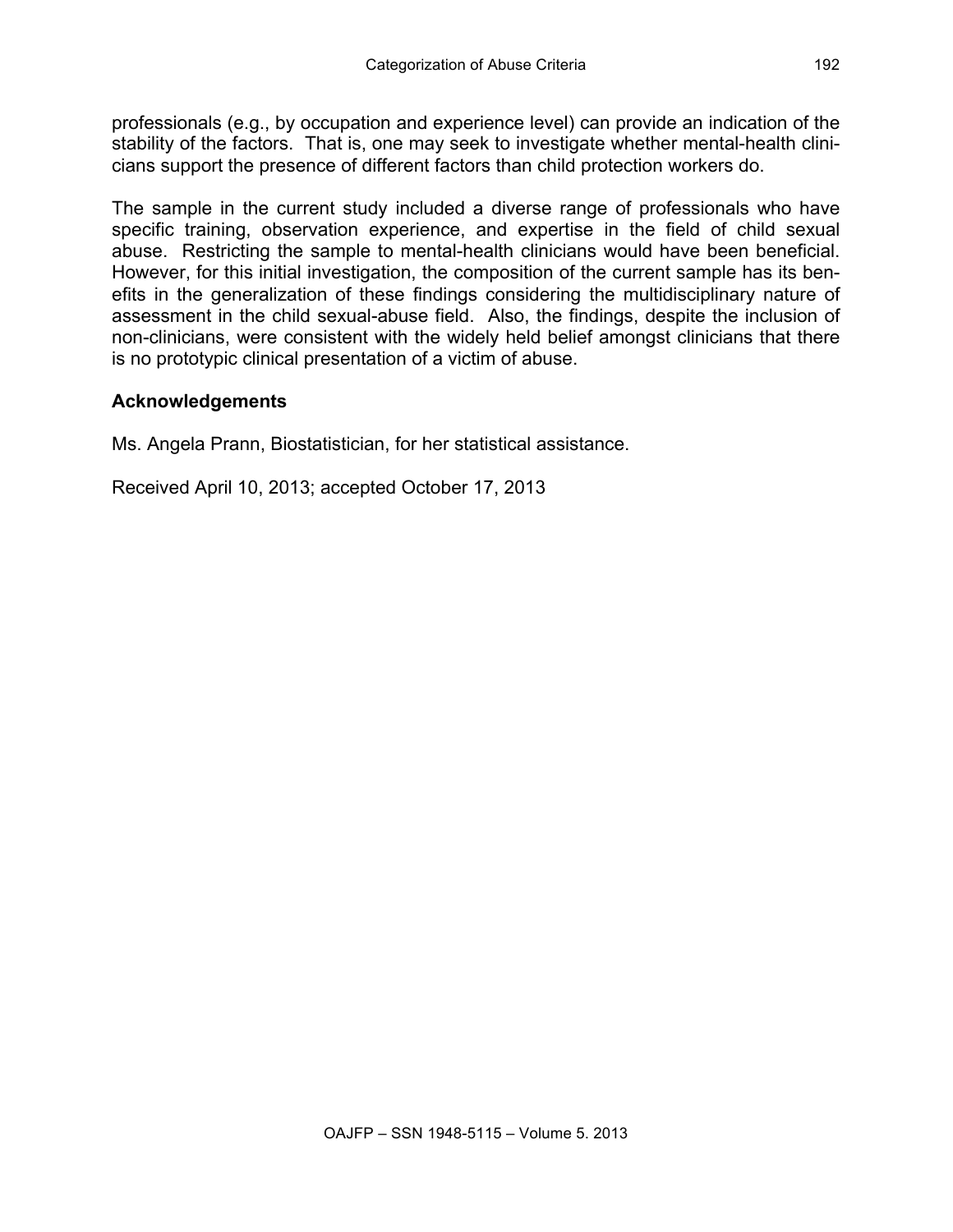professionals (e.g., by occupation and experience level) can provide an indication of the stability of the factors. That is, one may seek to investigate whether mental-health clinicians support the presence of different factors than child protection workers do.

The sample in the current study included a diverse range of professionals who have specific training, observation experience, and expertise in the field of child sexual abuse. Restricting the sample to mental-health clinicians would have been beneficial. However, for this initial investigation, the composition of the current sample has its benefits in the generalization of these findings considering the multidisciplinary nature of assessment in the child sexual-abuse field. Also, the findings, despite the inclusion of non-clinicians, were consistent with the widely held belief amongst clinicians that there is no prototypic clinical presentation of a victim of abuse.

## Acknowledgements

Ms. Angela Prann, Biostatistician, for her statistical assistance.

Received April 10, 2013; accepted October 17, 2013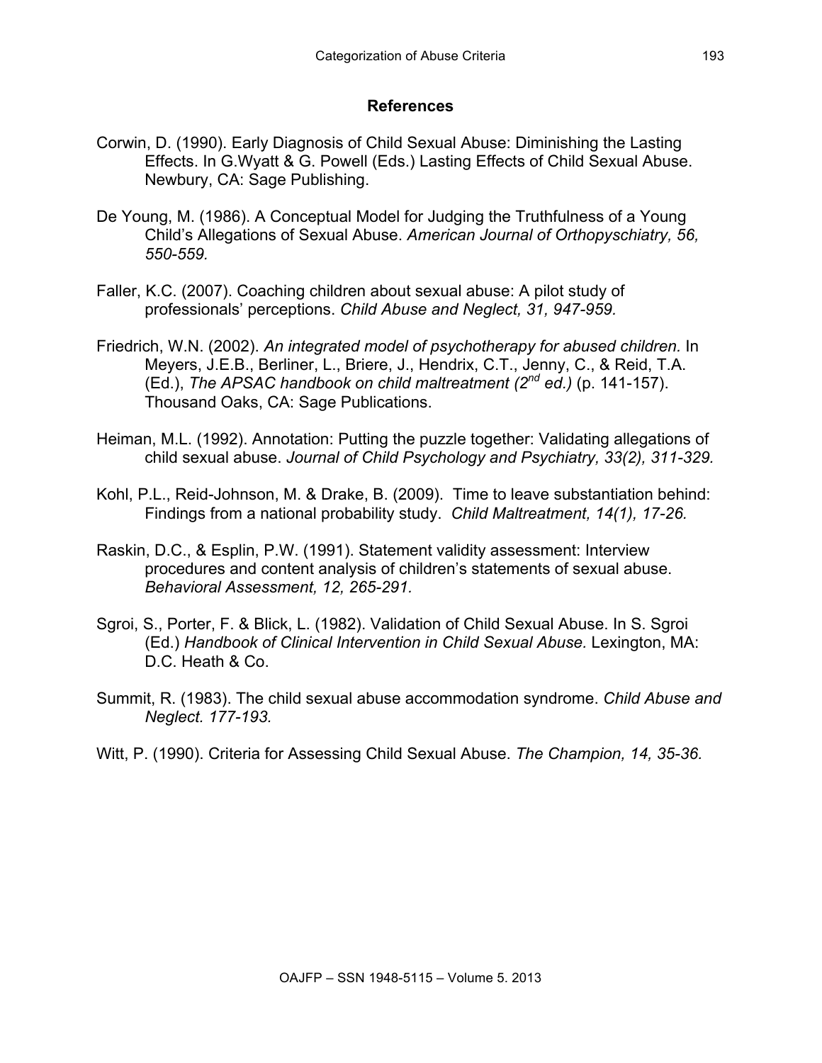## References

Corwin, D. (1990). Early Diagnosis of Child Sexual Abuse: Diminishing the Lasting Effects. In G.Wyatt & G. Powell (Eds.) Lasting Effects of Child Sexual Abuse. Newbury, CA: Sage Publishing.

De Young, M. (1986). A Conceptual Model for Judging the Truthfulness of a Young Child's Allegations of Sexual Abuse. *American Journal of Orthopyschiatry, 56, 550-559.*

Faller, K.C. (2007). Coaching children about sexual abuse: A pilot study of professionals' perceptions. *Child Abuse and Neglect, 31, 947-959.*

Friedrich, W.N. (2002). *An integrated model of psychotherapy for abused children.* In Meyers, J.E.B., Berliner, L., Briere, J., Hendrix, C.T., Jenny, C., & Reid, T.A. (Ed.), *The APSAC handbook on child maltreatment (2nd ed.)* (p. 141-157). Thousand Oaks, CA: Sage Publications.

Heiman, M.L. (1992). Annotation: Putting the puzzle together: Validating allegations of child sexual abuse. *Journal of Child Psychology and Psychiatry, 33(2), 311-329.*

Kohl, P.L., Reid-Johnson, M. & Drake, B. (2009). Time to leave substantiation behind: Findings from a national probability study. *Child Maltreatment, 14(1), 17-26.*

Raskin, D.C., & Esplin, P.W. (1991). Statement validity assessment: Interview procedures and content analysis of children's statements of sexual abuse. *Behavioral Assessment, 12, 265-291.*

Sgroi, S., Porter, F. & Blick, L. (1982). Validation of Child Sexual Abuse. In S. Sgroi (Ed.) *Handbook of Clinical Intervention in Child Sexual Abuse.* Lexington, MA: D.C. Heath & Co.

Summit, R. (1983). The child sexual abuse accommodation syndrome. *Child Abuse and Neglect. 177-193.*

Witt, P. (1990). Criteria for Assessing Child Sexual Abuse. *The Champion, 14, 35-36.*